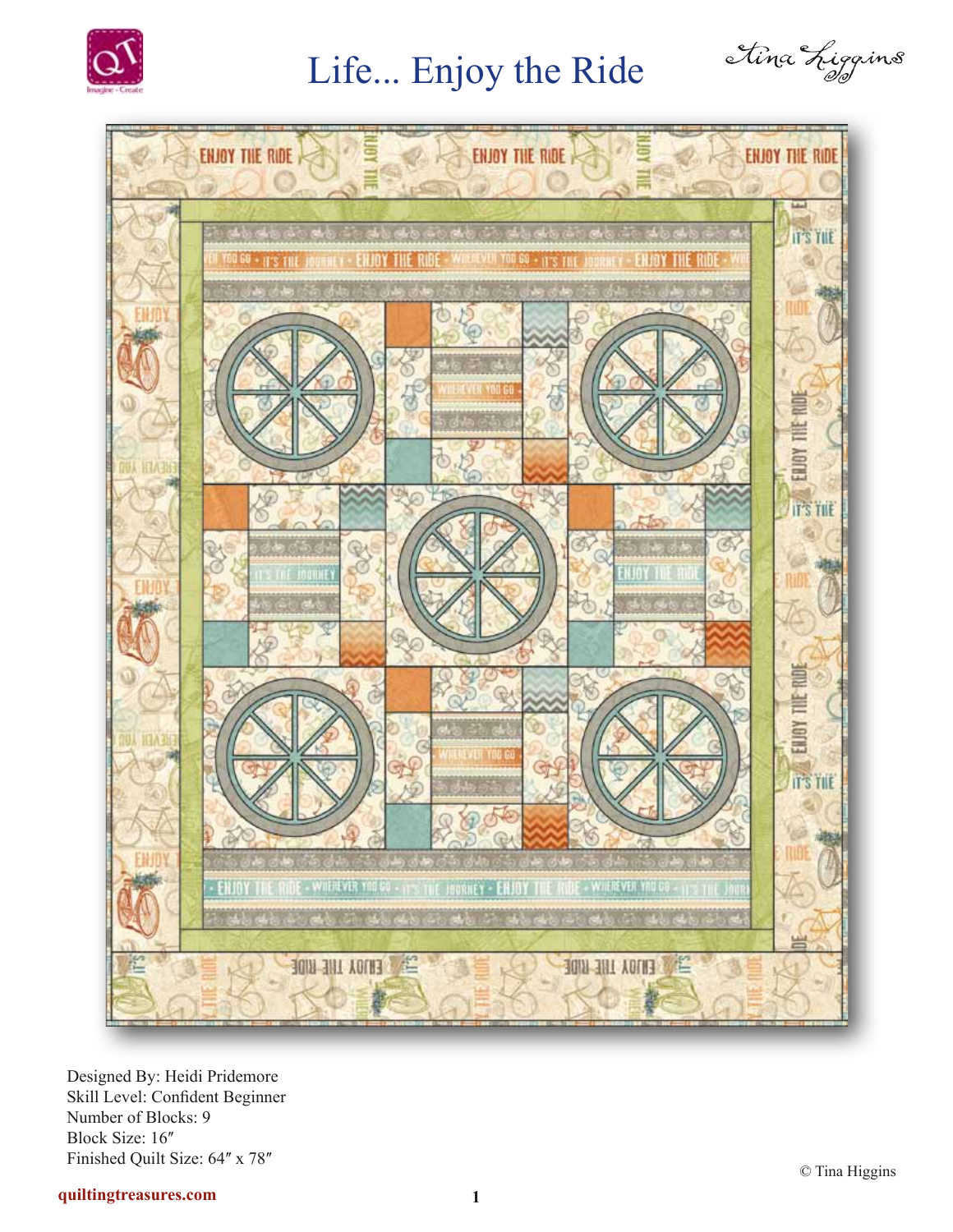# Life... Enjoy the Ride

Tina Higgins

Designed By: Heidi Pridemore
Skill Level: Confident Beginner
Number of Blocks: 9
Block Size: 16″
Finished Quilt Size: 64″ x 78″

© Tina Higgins

quiltingtreasures.com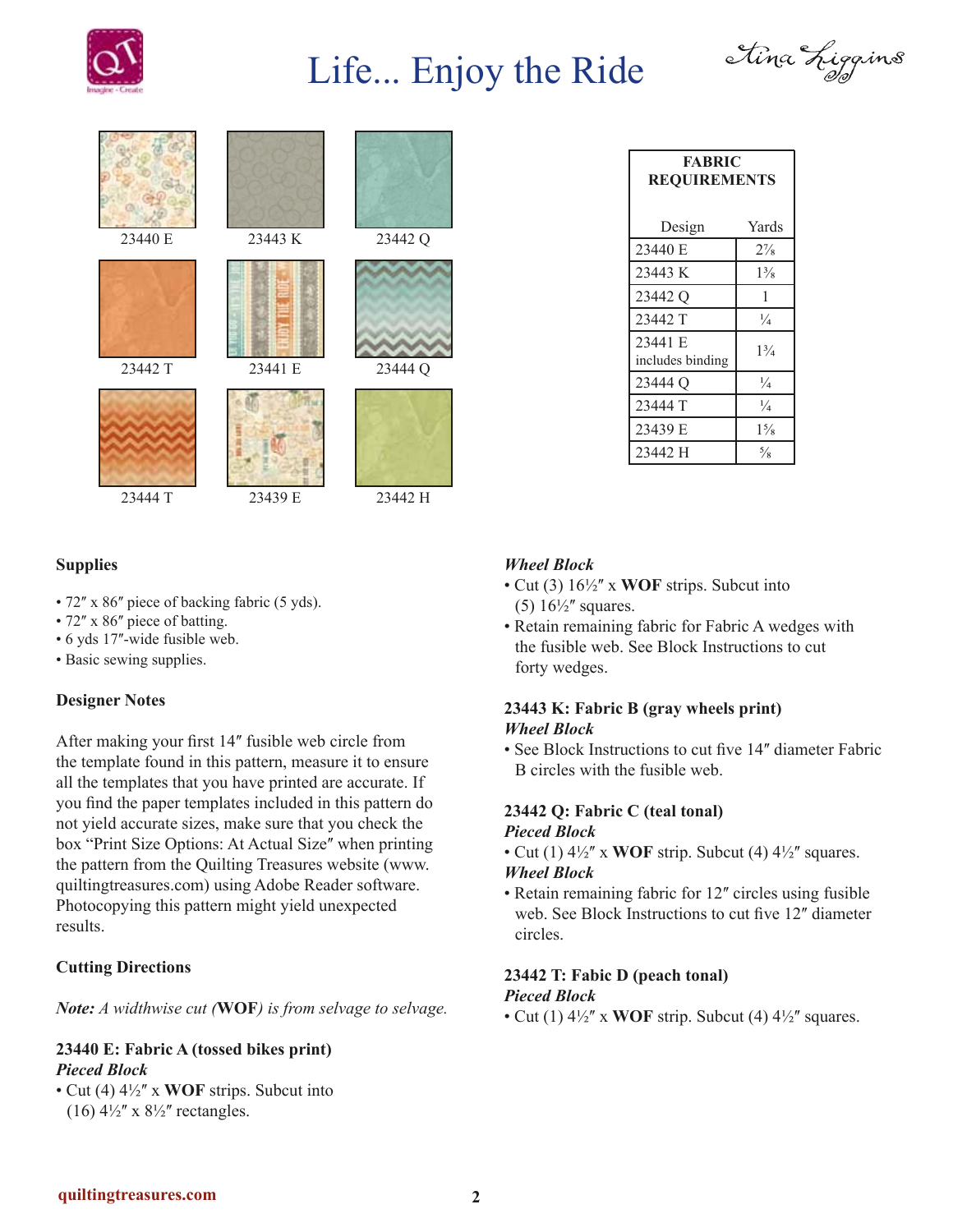# Life... Enjoy the Ride

Tina Higgins

23440 E | 23443 K | 23442 Q

23442 T | 23441 E | 23444 Q

23444 T | 23439 E | 23442 H

| FABRIC REQUIREMENTS | |
|---|---|
| Design | Yards |
| 23440 E | 2⅞ |
| 23443 K | 1⅜ |
| 23442 Q | 1 |
| 23442 T | ¼ |
| 23441 E includes binding | 1¾ |
| 23444 Q | ¼ |
| 23444 T | ¼ |
| 23439 E | 1⅝ |
| 23442 H | ⅝ |

**Supplies**

- 72″ x 86″ piece of backing fabric (5 yds).
- 72″ x 86″ piece of batting.
- 6 yds 17″-wide fusible web.
- Basic sewing supplies.

**Designer Notes**

After making your first 14″ fusible web circle from the template found in this pattern, measure it to ensure all the templates that you have printed are accurate. If you find the paper templates included in this pattern do not yield accurate sizes, make sure that you check the box "Print Size Options: At Actual Size" when printing the pattern from the Quilting Treasures website (www.quiltingtreasures.com) using Adobe Reader software. Photocopying this pattern might yield unexpected results.

**Cutting Directions**

***Note:*** *A widthwise cut (***WOF***) is from selvage to selvage.*

**23440 E: Fabric A (tossed bikes print)**
***Pieced Block***
- Cut (4) 4½″ x **WOF** strips. Subcut into (16) 4½″ x 8½″ rectangles.

***Wheel Block***
- Cut (3) 16½″ x **WOF** strips. Subcut into (5) 16½″ squares.
- Retain remaining fabric for Fabric A wedges with the fusible web. See Block Instructions to cut forty wedges.

**23443 K: Fabric B (gray wheels print)**
***Wheel Block***
- See Block Instructions to cut five 14″ diameter Fabric B circles with the fusible web.

**23442 Q: Fabric C (teal tonal)**
***Pieced Block***
- Cut (1) 4½″ x **WOF** strip. Subcut (4) 4½″ squares.

***Wheel Block***
- Retain remaining fabric for 12″ circles using fusible web. See Block Instructions to cut five 12″ diameter circles.

**23442 T: Fabic D (peach tonal)**
***Pieced Block***
- Cut (1) 4½″ x **WOF** strip. Subcut (4) 4½″ squares.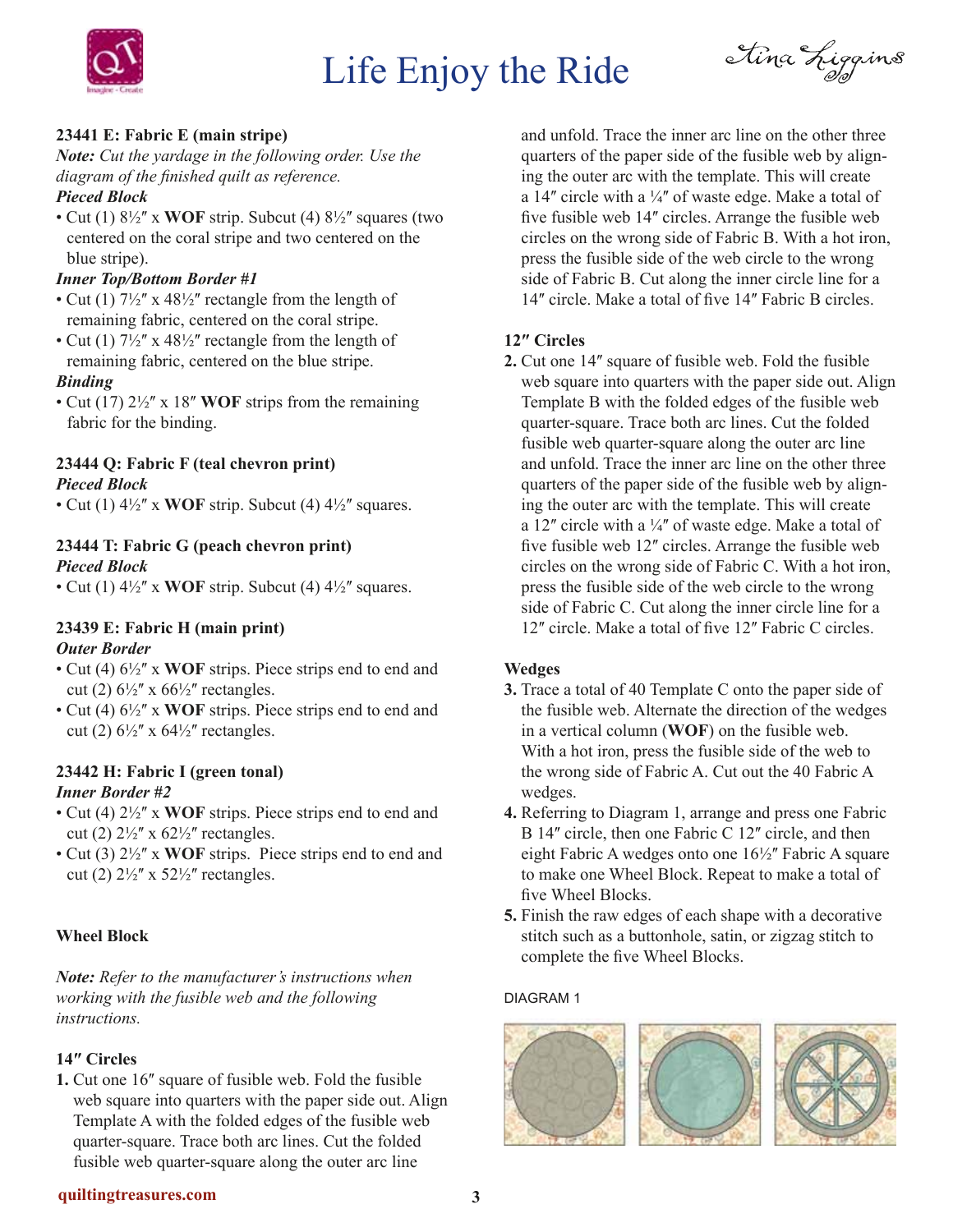# Life Enjoy the Ride

**23441 E: Fabric E (main stripe)**

*Note: Cut the yardage in the following order. Use the diagram of the finished quilt as reference.*

***Pieced Block***

- Cut (1) 8½″ x **WOF** strip. Subcut (4) 8½″ squares (two centered on the coral stripe and two centered on the blue stripe).

***Inner Top/Bottom Border #1***

- Cut (1) 7½″ x 48½″ rectangle from the length of remaining fabric, centered on the coral stripe.
- Cut (1) 7½″ x 48½″ rectangle from the length of remaining fabric, centered on the blue stripe.

***Binding***

- Cut (17) 2½″ x 18″ **WOF** strips from the remaining fabric for the binding.

**23444 Q: Fabric F (teal chevron print)**

***Pieced Block***

- Cut (1) 4½″ x **WOF** strip. Subcut (4) 4½″ squares.

**23444 T: Fabric G (peach chevron print)**

***Pieced Block***

- Cut (1) 4½″ x **WOF** strip. Subcut (4) 4½″ squares.

**23439 E: Fabric H (main print)**

***Outer Border***

- Cut (4) 6½″ x **WOF** strips. Piece strips end to end and cut (2) 6½″ x 66½″ rectangles.
- Cut (4) 6½″ x **WOF** strips. Piece strips end to end and cut (2) 6½″ x 64½″ rectangles.

**23442 H: Fabric I (green tonal)**

***Inner Border #2***

- Cut (4) 2½″ x **WOF** strips. Piece strips end to end and cut (2) 2½″ x 62½″ rectangles.
- Cut (3) 2½″ x **WOF** strips. Piece strips end to end and cut (2) 2½″ x 52½″ rectangles.

## Wheel Block

***Note:*** *Refer to the manufacturer's instructions when working with the fusible web and the following instructions.*

### 14″ Circles

1. Cut one 16″ square of fusible web. Fold the fusible web square into quarters with the paper side out. Align Template A with the folded edges of the fusible web quarter-square. Trace both arc lines. Cut the folded fusible web quarter-square along the outer arc line and unfold. Trace the inner arc line on the other three quarters of the paper side of the fusible web by aligning the outer arc with the template. This will create a 14″ circle with a ¼″ of waste edge. Make a total of five fusible web 14″ circles. Arrange the fusible web circles on the wrong side of Fabric B. With a hot iron, press the fusible side of the web circle to the wrong side of Fabric B. Cut along the inner circle line for a 14″ circle. Make a total of five 14″ Fabric B circles.

### 12″ Circles

2. Cut one 14″ square of fusible web. Fold the fusible web square into quarters with the paper side out. Align Template B with the folded edges of the fusible web quarter-square. Trace both arc lines. Cut the folded fusible web quarter-square along the outer arc line and unfold. Trace the inner arc line on the other three quarters of the paper side of the fusible web by aligning the outer arc with the template. This will create a 12″ circle with a ¼″ of waste edge. Make a total of five fusible web 12″ circles. Arrange the fusible web circles on the wrong side of Fabric C. With a hot iron, press the fusible side of the web circle to the wrong side of Fabric C. Cut along the inner circle line for a 12″ circle. Make a total of five 12″ Fabric C circles.

### Wedges

3. Trace a total of 40 Template C onto the paper side of the fusible web. Alternate the direction of the wedges in a vertical column (**WOF**) on the fusible web. With a hot iron, press the fusible side of the web to the wrong side of Fabric A. Cut out the 40 Fabric A wedges.
4. Referring to Diagram 1, arrange and press one Fabric B 14″ circle, then one Fabric C 12″ circle, and then eight Fabric A wedges onto one 16½″ Fabric A square to make one Wheel Block. Repeat to make a total of five Wheel Blocks.
5. Finish the raw edges of each shape with a decorative stitch such as a buttonhole, satin, or zigzag stitch to complete the five Wheel Blocks.

DIAGRAM 1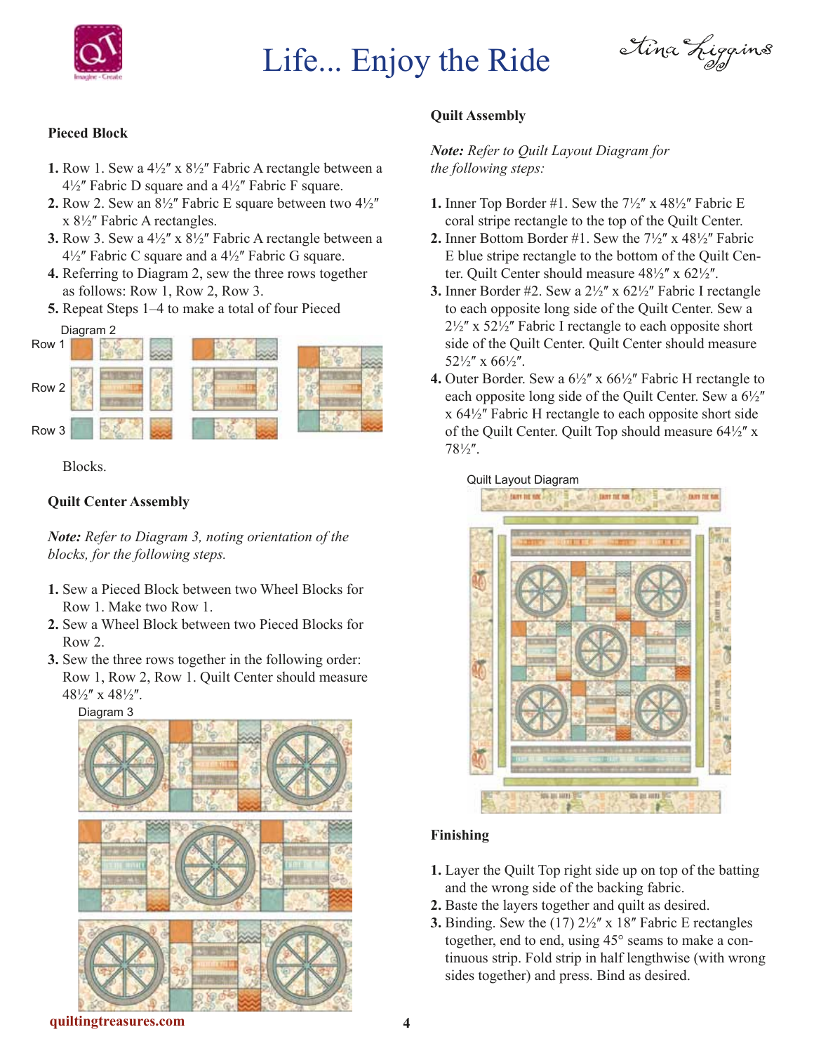### Pieced Block

1. Row 1. Sew a 4½″ x 8½″ Fabric A rectangle between a 4½″ Fabric D square and a 4½″ Fabric F square.
2. Row 2. Sew an 8½″ Fabric E square between two 4½″ x 8½″ Fabric A rectangles.
3. Row 3. Sew a 4½″ x 8½″ Fabric A rectangle between a 4½″ Fabric C square and a 4½″ Fabric G square.
4. Referring to Diagram 2, sew the three rows together as follows: Row 1, Row 2, Row 3.
5. Repeat Steps 1–4 to make a total of four Pieced Blocks.

Diagram 2

### Quilt Center Assembly

***Note:*** *Refer to Diagram 3, noting orientation of the blocks, for the following steps.*

1. Sew a Pieced Block between two Wheel Blocks for Row 1. Make two Row 1.
2. Sew a Wheel Block between two Pieced Blocks for Row 2.
3. Sew the three rows together in the following order: Row 1, Row 2, Row 1. Quilt Center should measure 48½″ x 48½″.

Diagram 3

### Quilt Assembly

***Note:*** *Refer to Quilt Layout Diagram for the following steps:*

1. Inner Top Border #1. Sew the 7½″ x 48½″ Fabric E coral stripe rectangle to the top of the Quilt Center.
2. Inner Bottom Border #1. Sew the 7½″ x 48½″ Fabric E blue stripe rectangle to the bottom of the Quilt Center. Quilt Center should measure 48½″ x 62½″.
3. Inner Border #2. Sew a 2½″ x 62½″ Fabric I rectangle to each opposite long side of the Quilt Center. Sew a 2½″ x 52½″ Fabric I rectangle to each opposite short side of the Quilt Center. Quilt Center should measure 52½″ x 66½″.
4. Outer Border. Sew a 6½″ x 66½″ Fabric H rectangle to each opposite long side of the Quilt Center. Sew a 6½″ x 64½″ Fabric H rectangle to each opposite short side of the Quilt Center. Quilt Top should measure 64½″ x 78½″.

Quilt Layout Diagram

### Finishing

1. Layer the Quilt Top right side up on top of the batting and the wrong side of the backing fabric.
2. Baste the layers together and quilt as desired.
3. Binding. Sew the (17) 2½″ x 18″ Fabric E rectangles together, end to end, using 45° seams to make a continuous strip. Fold strip in half lengthwise (with wrong sides together) and press. Bind as desired.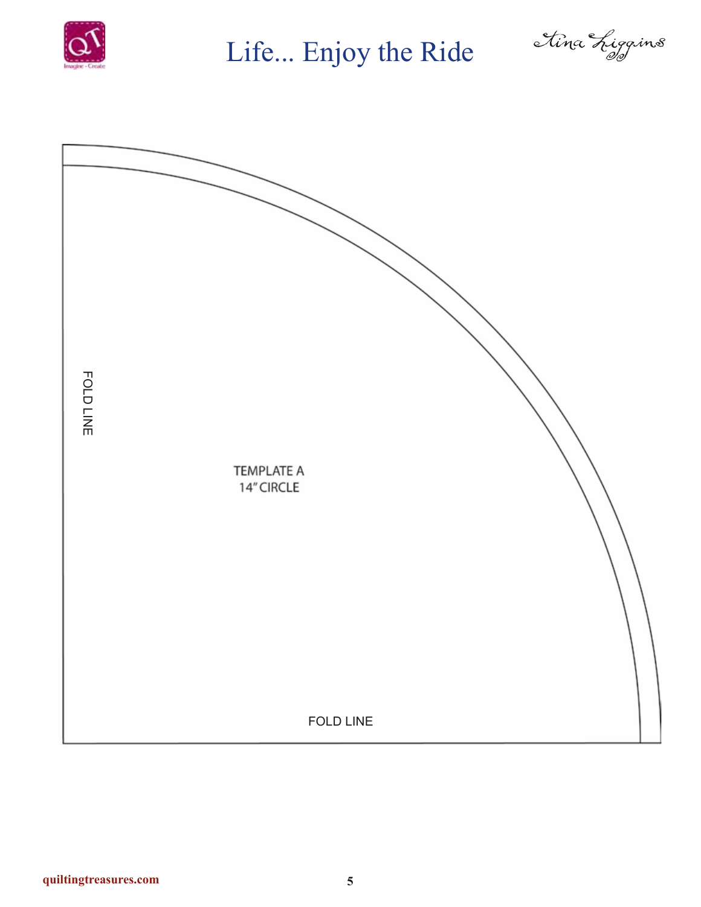FOLD LINE

TEMPLATE A
14" CIRCLE

FOLD LINE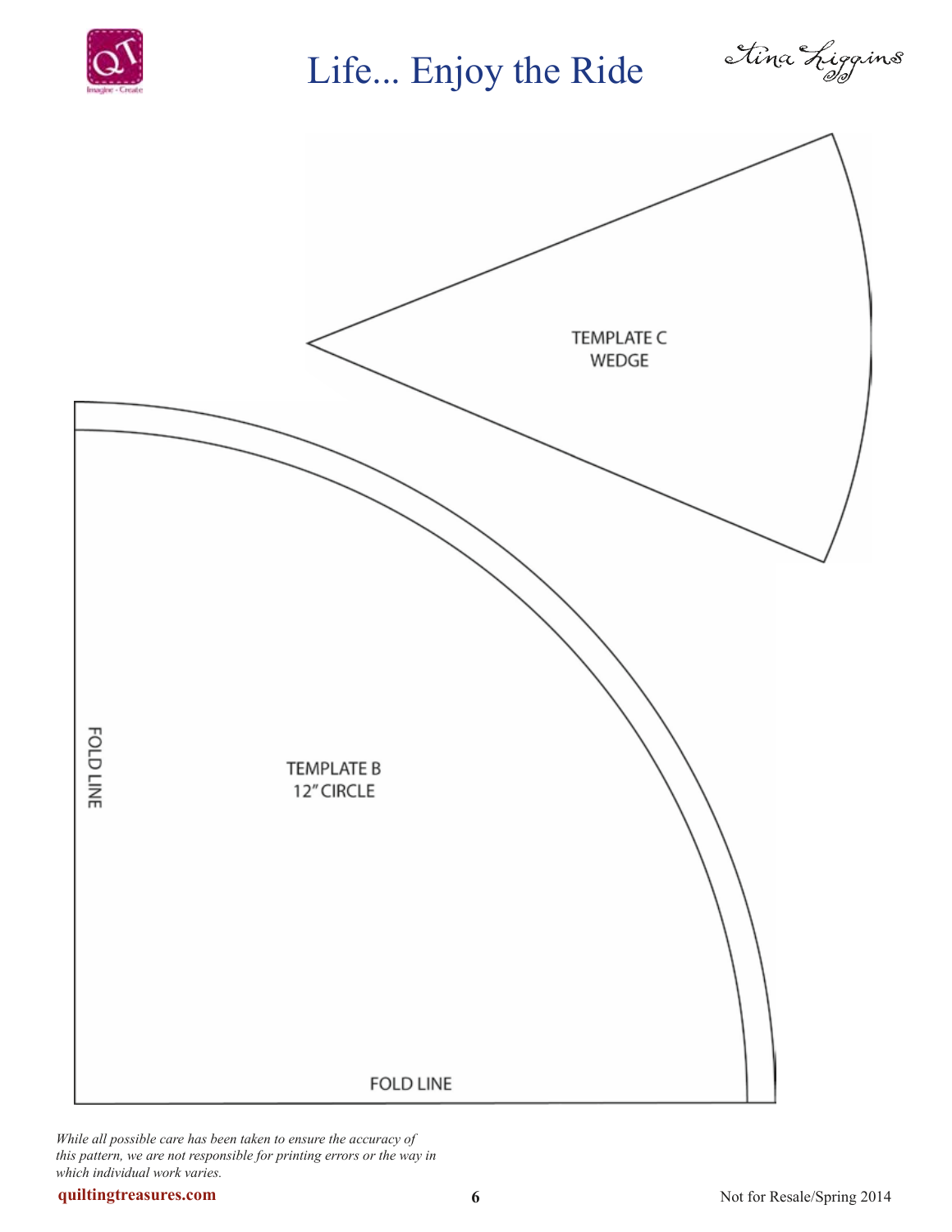TEMPLATE C
WEDGE

FOLD LINE

TEMPLATE B
12" CIRCLE

FOLD LINE

*While all possible care has been taken to ensure the accuracy of this pattern, we are not responsible for printing errors or the way in which individual work varies.*